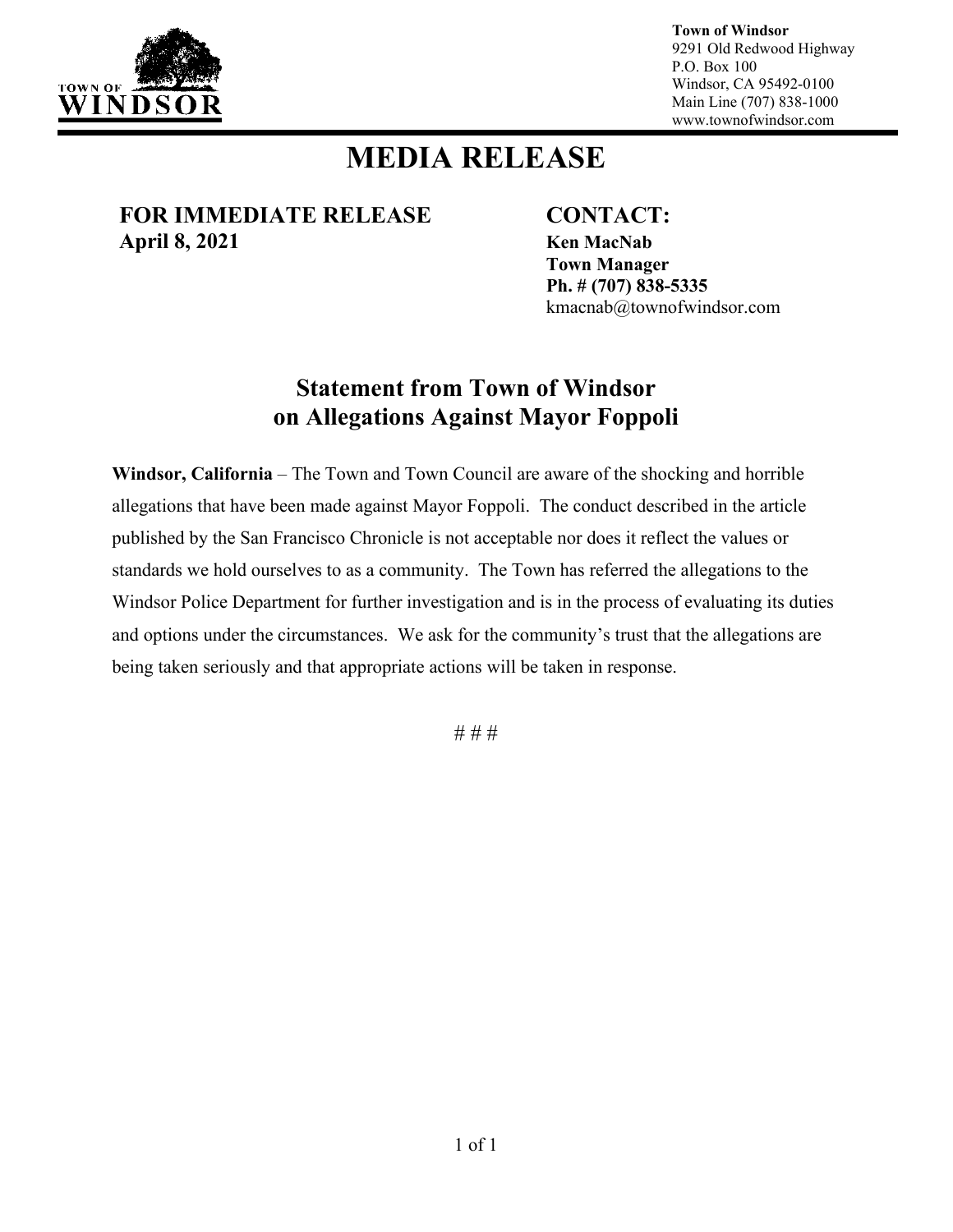Town of Windsor
9291 Old Redwood Highway
P.O. Box 100
Windsor, CA 95492-0100
Main Line (707) 838-1000
www.townofwindsor.com

# MEDIA RELEASE

**FOR IMMEDIATE RELEASE**
**April 8, 2021**

**CONTACT:**
**Ken MacNab**
**Town Manager**
**Ph. # (707) 838-5335**
kmacnab@townofwindsor.com

## Statement from Town of Windsor on Allegations Against Mayor Foppoli

**Windsor, California** – The Town and Town Council are aware of the shocking and horrible allegations that have been made against Mayor Foppoli. The conduct described in the article published by the San Francisco Chronicle is not acceptable nor does it reflect the values or standards we hold ourselves to as a community. The Town has referred the allegations to the Windsor Police Department for further investigation and is in the process of evaluating its duties and options under the circumstances. We ask for the community's trust that the allegations are being taken seriously and that appropriate actions will be taken in response.

# # #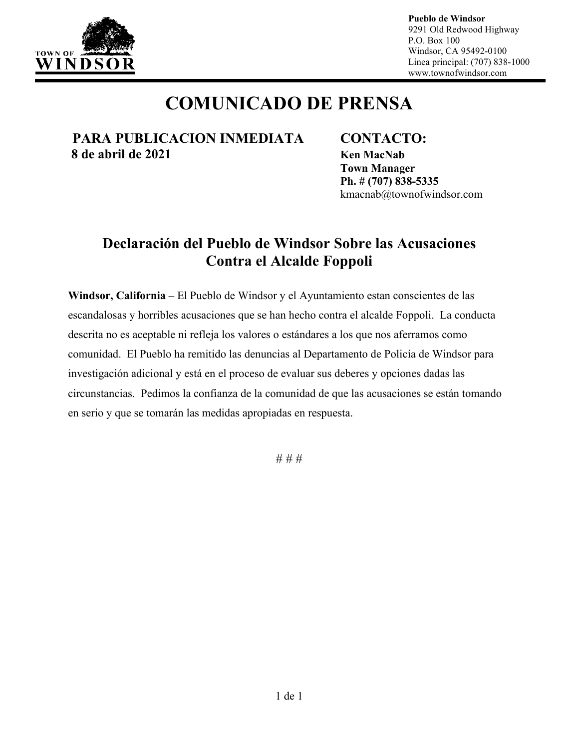**Pueblo de Windsor**
9291 Old Redwood Highway
P.O. Box 100
Windsor, CA 95492-0100
Línea principal: (707) 838-1000
www.townofwindsor.com

# COMUNICADO DE PRENSA

**PARA PUBLICACION INMEDIATA**
**8 de abril de 2021**

**CONTACTO:**
**Ken MacNab**
**Town Manager**
**Ph. # (707) 838-5335**
kmacnab@townofwindsor.com

## Declaración del Pueblo de Windsor Sobre las Acusaciones Contra el Alcalde Foppoli

**Windsor, California** – El Pueblo de Windsor y el Ayuntamiento estan conscientes de las escandalosas y horribles acusaciones que se han hecho contra el alcalde Foppoli. La conducta descrita no es aceptable ni refleja los valores o estándares a los que nos aferramos como comunidad. El Pueblo ha remitido las denuncias al Departamento de Policía de Windsor para investigación adicional y está en el proceso de evaluar sus deberes y opciones dadas las circunstancias. Pedimos la confianza de la comunidad de que las acusaciones se están tomando en serio y que se tomarán las medidas apropiadas en respuesta.

# # #